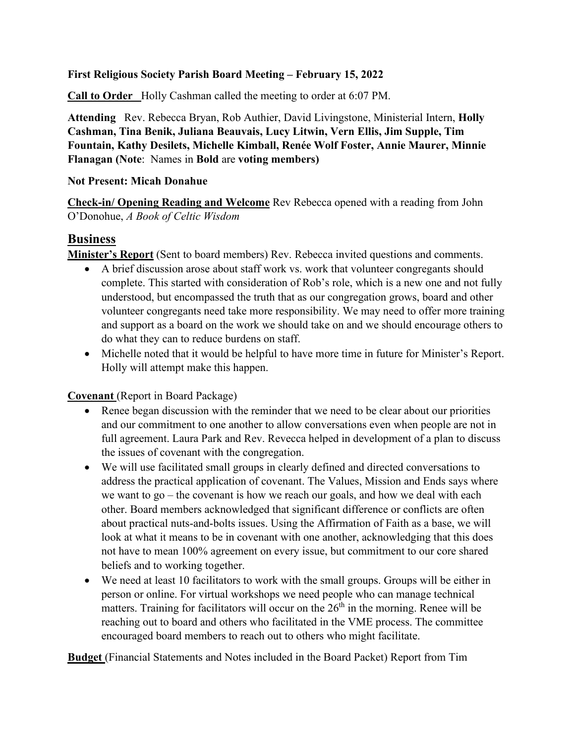**First Religious Society Parish Board Meeting – February 15, 2022**

**Call to Order** Holly Cashman called the meeting to order at 6:07 PM.

**Attending** Rev. Rebecca Bryan, Rob Authier, David Livingstone, Ministerial Intern, **Holly Cashman, Tina Benik, Juliana Beauvais, Lucy Litwin, Vern Ellis, Jim Supple, Tim Fountain, Kathy Desilets, Michelle Kimball, Renée Wolf Foster, Annie Maurer, Minnie Flanagan (Note**: Names in **Bold** are **voting members)**

**Not Present: Micah Donahue**

**Check-in/ Opening Reading and Welcome** Rev Rebecca opened with a reading from John O'Donohue, *A Book of Celtic Wisdom*

## Business

**Minister's Report** (Sent to board members) Rev. Rebecca invited questions and comments.

- A brief discussion arose about staff work vs. work that volunteer congregants should complete. This started with consideration of Rob's role, which is a new one and not fully understood, but encompassed the truth that as our congregation grows, board and other volunteer congregants need take more responsibility. We may need to offer more training and support as a board on the work we should take on and we should encourage others to do what they can to reduce burdens on staff.
- Michelle noted that it would be helpful to have more time in future for Minister's Report. Holly will attempt make this happen.

**Covenant** (Report in Board Package)

- Renee began discussion with the reminder that we need to be clear about our priorities and our commitment to one another to allow conversations even when people are not in full agreement. Laura Park and Rev. Revecca helped in development of a plan to discuss the issues of covenant with the congregation.
- We will use facilitated small groups in clearly defined and directed conversations to address the practical application of covenant. The Values, Mission and Ends says where we want to go – the covenant is how we reach our goals, and how we deal with each other. Board members acknowledged that significant difference or conflicts are often about practical nuts-and-bolts issues. Using the Affirmation of Faith as a base, we will look at what it means to be in covenant with one another, acknowledging that this does not have to mean 100% agreement on every issue, but commitment to our core shared beliefs and to working together.
- We need at least 10 facilitators to work with the small groups. Groups will be either in person or online. For virtual workshops we need people who can manage technical matters. Training for facilitators will occur on the 26th in the morning. Renee will be reaching out to board and others who facilitated in the VME process. The committee encouraged board members to reach out to others who might facilitate.

**Budget** (Financial Statements and Notes included in the Board Packet) Report from Tim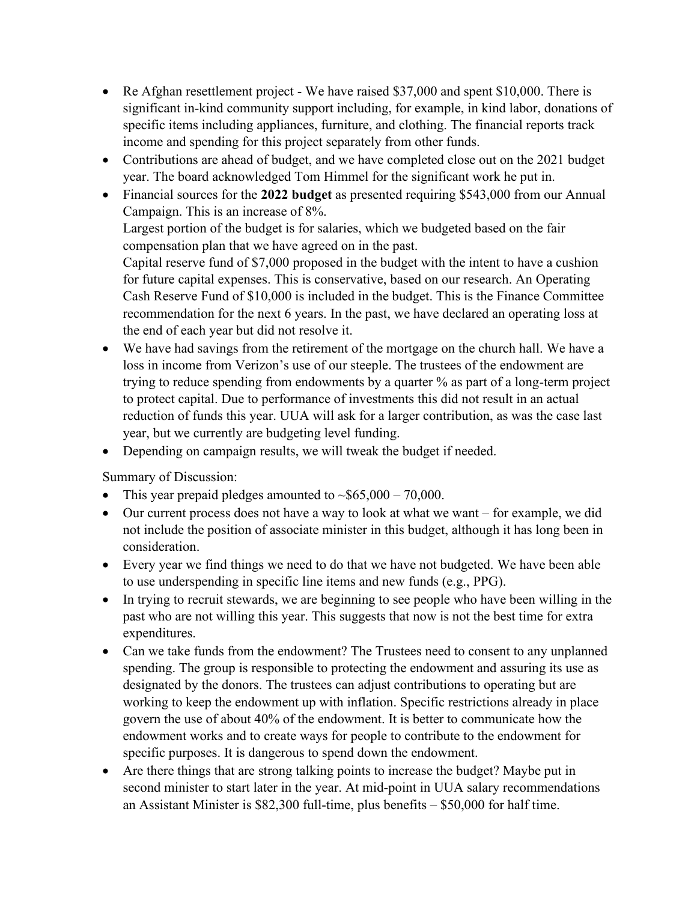- Re Afghan resettlement project - We have raised $37,000 and spent $10,000. There is significant in-kind community support including, for example, in kind labor, donations of specific items including appliances, furniture, and clothing. The financial reports track income and spending for this project separately from other funds.
- Contributions are ahead of budget, and we have completed close out on the 2021 budget year. The board acknowledged Tom Himmel for the significant work he put in.
- Financial sources for the **2022 budget** as presented requiring $543,000 from our Annual Campaign. This is an increase of 8%.
  Largest portion of the budget is for salaries, which we budgeted based on the fair compensation plan that we have agreed on in the past.
  Capital reserve fund of $7,000 proposed in the budget with the intent to have a cushion for future capital expenses. This is conservative, based on our research. An Operating Cash Reserve Fund of $10,000 is included in the budget. This is the Finance Committee recommendation for the next 6 years. In the past, we have declared an operating loss at the end of each year but did not resolve it.
- We have had savings from the retirement of the mortgage on the church hall. We have a loss in income from Verizon's use of our steeple. The trustees of the endowment are trying to reduce spending from endowments by a quarter % as part of a long-term project to protect capital. Due to performance of investments this did not result in an actual reduction of funds this year. UUA will ask for a larger contribution, as was the case last year, but we currently are budgeting level funding.
- Depending on campaign results, we will tweak the budget if needed.

Summary of Discussion:

- This year prepaid pledges amounted to ~$65,000 – 70,000.
- Our current process does not have a way to look at what we want – for example, we did not include the position of associate minister in this budget, although it has long been in consideration.
- Every year we find things we need to do that we have not budgeted. We have been able to use underspending in specific line items and new funds (e.g., PPG).
- In trying to recruit stewards, we are beginning to see people who have been willing in the past who are not willing this year. This suggests that now is not the best time for extra expenditures.
- Can we take funds from the endowment? The Trustees need to consent to any unplanned spending. The group is responsible to protecting the endowment and assuring its use as designated by the donors. The trustees can adjust contributions to operating but are working to keep the endowment up with inflation. Specific restrictions already in place govern the use of about 40% of the endowment. It is better to communicate how the endowment works and to create ways for people to contribute to the endowment for specific purposes. It is dangerous to spend down the endowment.
- Are there things that are strong talking points to increase the budget? Maybe put in second minister to start later in the year. At mid-point in UUA salary recommendations an Assistant Minister is $82,300 full-time, plus benefits – $50,000 for half time.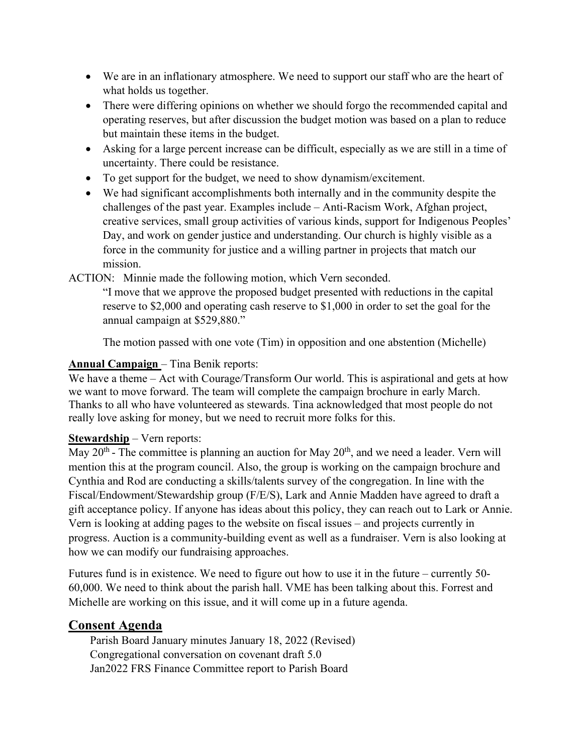- We are in an inflationary atmosphere. We need to support our staff who are the heart of what holds us together.
- There were differing opinions on whether we should forgo the recommended capital and operating reserves, but after discussion the budget motion was based on a plan to reduce but maintain these items in the budget.
- Asking for a large percent increase can be difficult, especially as we are still in a time of uncertainty. There could be resistance.
- To get support for the budget, we need to show dynamism/excitement.
- We had significant accomplishments both internally and in the community despite the challenges of the past year. Examples include – Anti-Racism Work, Afghan project, creative services, small group activities of various kinds, support for Indigenous Peoples' Day, and work on gender justice and understanding. Our church is highly visible as a force in the community for justice and a willing partner in projects that match our mission.

ACTION: Minnie made the following motion, which Vern seconded.

> "I move that we approve the proposed budget presented with reductions in the capital reserve to $2,000 and operating cash reserve to $1,000 in order to set the goal for the annual campaign at $529,880."
>
> The motion passed with one vote (Tim) in opposition and one abstention (Michelle)

**Annual Campaign** – Tina Benik reports:

We have a theme – Act with Courage/Transform Our world. This is aspirational and gets at how we want to move forward. The team will complete the campaign brochure in early March. Thanks to all who have volunteered as stewards. Tina acknowledged that most people do not really love asking for money, but we need to recruit more folks for this.

**Stewardship** – Vern reports:

May 20th - The committee is planning an auction for May 20th, and we need a leader. Vern will mention this at the program council. Also, the group is working on the campaign brochure and Cynthia and Rod are conducting a skills/talents survey of the congregation. In line with the Fiscal/Endowment/Stewardship group (F/E/S), Lark and Annie Madden have agreed to draft a gift acceptance policy. If anyone has ideas about this policy, they can reach out to Lark or Annie. Vern is looking at adding pages to the website on fiscal issues – and projects currently in progress. Auction is a community-building event as well as a fundraiser. Vern is also looking at how we can modify our fundraising approaches.

Futures fund is in existence. We need to figure out how to use it in the future – currently 50-60,000. We need to think about the parish hall. VME has been talking about this. Forrest and Michelle are working on this issue, and it will come up in a future agenda.

## Consent Agenda

Parish Board January minutes January 18, 2022 (Revised)
Congregational conversation on covenant draft 5.0
Jan2022 FRS Finance Committee report to Parish Board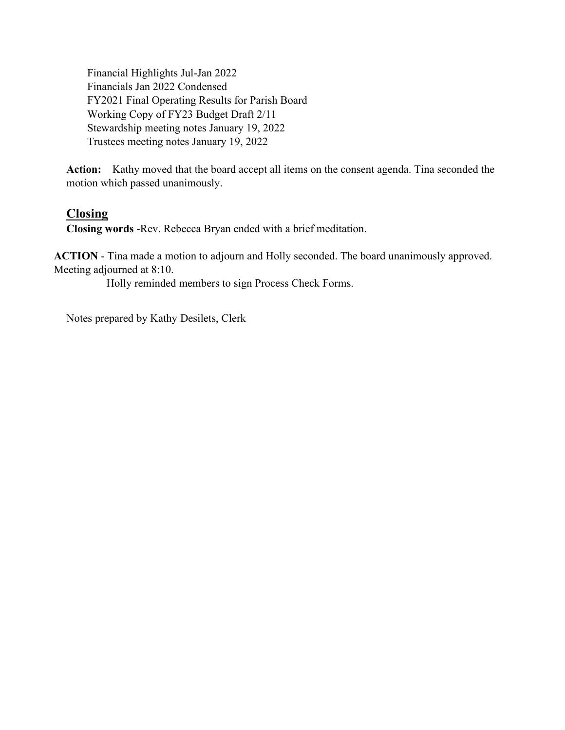Financial Highlights Jul-Jan 2022
Financials Jan 2022 Condensed
FY2021 Final Operating Results for Parish Board
Working Copy of FY23 Budget Draft 2/11
Stewardship meeting notes January 19, 2022
Trustees meeting notes January 19, 2022

**Action:** Kathy moved that the board accept all items on the consent agenda. Tina seconded the motion which passed unanimously.

## Closing

**Closing words** -Rev. Rebecca Bryan ended with a brief meditation.

**ACTION** - Tina made a motion to adjourn and Holly seconded. The board unanimously approved. Meeting adjourned at 8:10.

Holly reminded members to sign Process Check Forms.

Notes prepared by Kathy Desilets, Clerk